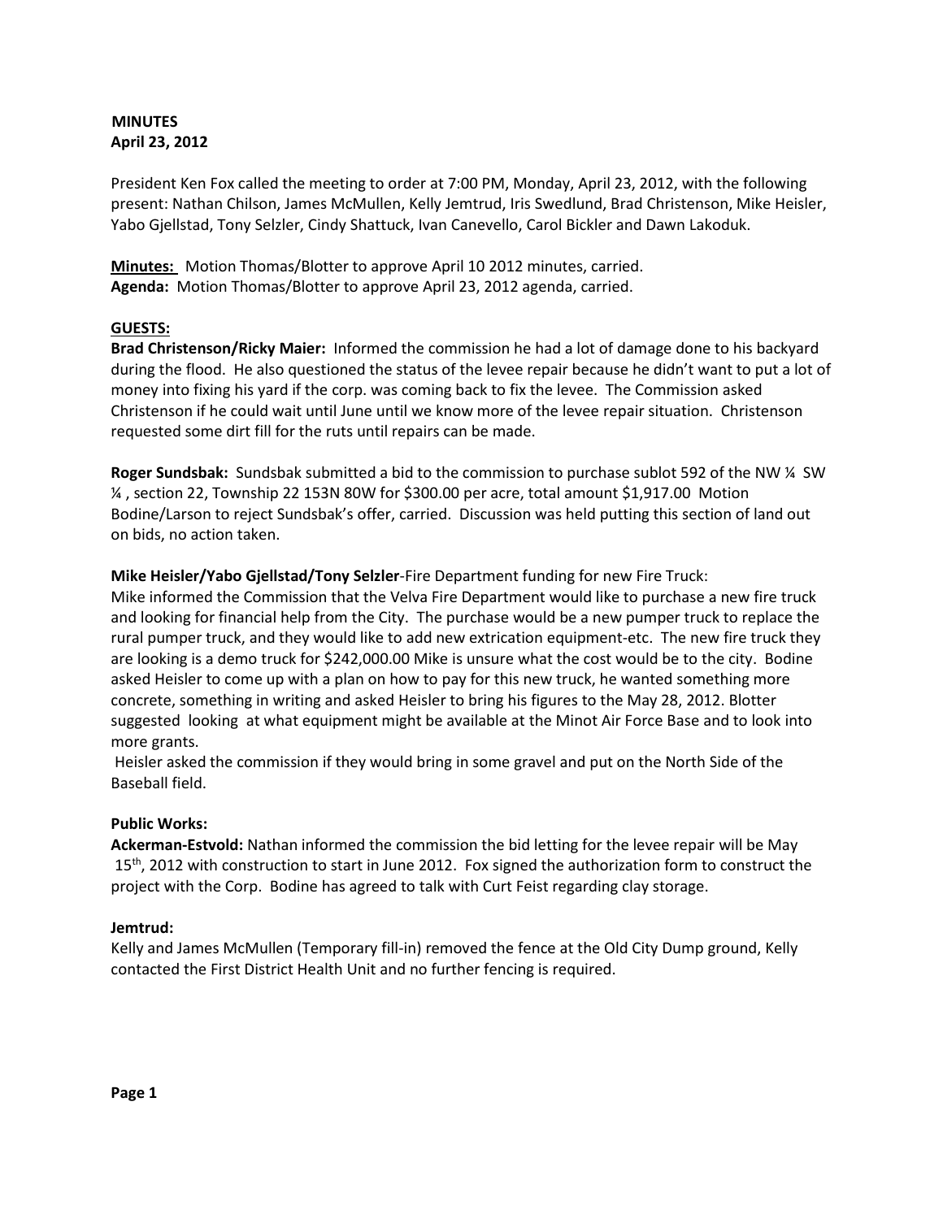**MINUTES**
**April 23, 2012**

President Ken Fox called the meeting to order at 7:00 PM, Monday, April 23, 2012, with the following present: Nathan Chilson, James McMullen, Kelly Jemtrud, Iris Swedlund, Brad Christenson, Mike Heisler, Yabo Gjellstad, Tony Selzler, Cindy Shattuck, Ivan Canevello, Carol Bickler and Dawn Lakoduk.

**Minutes:** Motion Thomas/Blotter to approve April 10 2012 minutes, carried.
**Agenda:** Motion Thomas/Blotter to approve April 23, 2012 agenda, carried.

**GUESTS:**

**Brad Christenson/Ricky Maier:** Informed the commission he had a lot of damage done to his backyard during the flood. He also questioned the status of the levee repair because he didn't want to put a lot of money into fixing his yard if the corp. was coming back to fix the levee. The Commission asked Christenson if he could wait until June until we know more of the levee repair situation. Christenson requested some dirt fill for the ruts until repairs can be made.

**Roger Sundsbak:** Sundsbak submitted a bid to the commission to purchase sublot 592 of the NW ¼ SW ¼ , section 22, Township 22 153N 80W for $300.00 per acre, total amount $1,917.00 Motion Bodine/Larson to reject Sundsbak's offer, carried. Discussion was held putting this section of land out on bids, no action taken.

**Mike Heisler/Yabo Gjellstad/Tony Selzler**-Fire Department funding for new Fire Truck:
Mike informed the Commission that the Velva Fire Department would like to purchase a new fire truck and looking for financial help from the City. The purchase would be a new pumper truck to replace the rural pumper truck, and they would like to add new extrication equipment-etc. The new fire truck they are looking is a demo truck for $242,000.00 Mike is unsure what the cost would be to the city. Bodine asked Heisler to come up with a plan on how to pay for this new truck, he wanted something more concrete, something in writing and asked Heisler to bring his figures to the May 28, 2012. Blotter suggested looking at what equipment might be available at the Minot Air Force Base and to look into more grants.
Heisler asked the commission if they would bring in some gravel and put on the North Side of the Baseball field.

**Public Works:**

**Ackerman-Estvold:** Nathan informed the commission the bid letting for the levee repair will be May 15th, 2012 with construction to start in June 2012. Fox signed the authorization form to construct the project with the Corp. Bodine has agreed to talk with Curt Feist regarding clay storage.

**Jemtrud:**
Kelly and James McMullen (Temporary fill-in) removed the fence at the Old City Dump ground, Kelly contacted the First District Health Unit and no further fencing is required.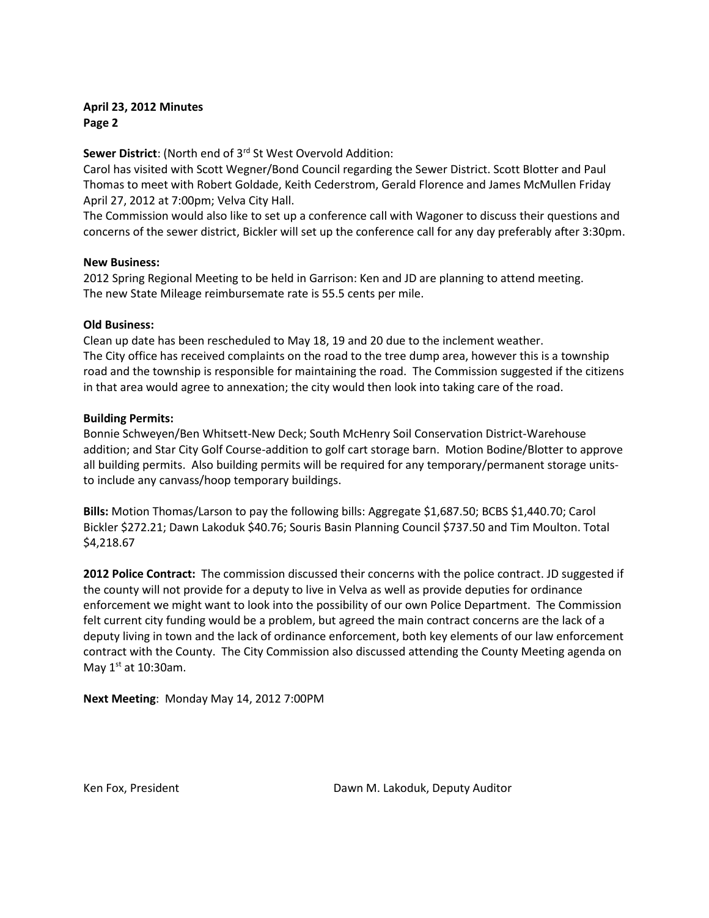**April 23, 2012 Minutes**
**Page 2**

**Sewer District**: (North end of 3rd St West Overvold Addition:
Carol has visited with Scott Wegner/Bond Council regarding the Sewer District. Scott Blotter and Paul Thomas to meet with Robert Goldade, Keith Cederstrom, Gerald Florence and James McMullen Friday April 27, 2012 at 7:00pm; Velva City Hall.
The Commission would also like to set up a conference call with Wagoner to discuss their questions and concerns of the sewer district, Bickler will set up the conference call for any day preferably after 3:30pm.

**New Business:**
2012 Spring Regional Meeting to be held in Garrison: Ken and JD are planning to attend meeting.
The new State Mileage reimbursemate rate is 55.5 cents per mile.

**Old Business:**
Clean up date has been rescheduled to May 18, 19 and 20 due to the inclement weather.
The City office has received complaints on the road to the tree dump area, however this is a township road and the township is responsible for maintaining the road. The Commission suggested if the citizens in that area would agree to annexation; the city would then look into taking care of the road.

**Building Permits:**
Bonnie Schweyen/Ben Whitsett-New Deck; South McHenry Soil Conservation District-Warehouse addition; and Star City Golf Course-addition to golf cart storage barn. Motion Bodine/Blotter to approve all building permits. Also building permits will be required for any temporary/permanent storage units-to include any canvass/hoop temporary buildings.

**Bills:** Motion Thomas/Larson to pay the following bills: Aggregate $1,687.50; BCBS $1,440.70; Carol Bickler $272.21; Dawn Lakoduk $40.76; Souris Basin Planning Council $737.50 and Tim Moulton. Total $4,218.67

**2012 Police Contract:** The commission discussed their concerns with the police contract. JD suggested if the county will not provide for a deputy to live in Velva as well as provide deputies for ordinance enforcement we might want to look into the possibility of our own Police Department. The Commission felt current city funding would be a problem, but agreed the main contract concerns are the lack of a deputy living in town and the lack of ordinance enforcement, both key elements of our law enforcement contract with the County. The City Commission also discussed attending the County Meeting agenda on May 1st at 10:30am.

**Next Meeting**: Monday May 14, 2012 7:00PM

Ken Fox, President

Dawn M. Lakoduk, Deputy Auditor